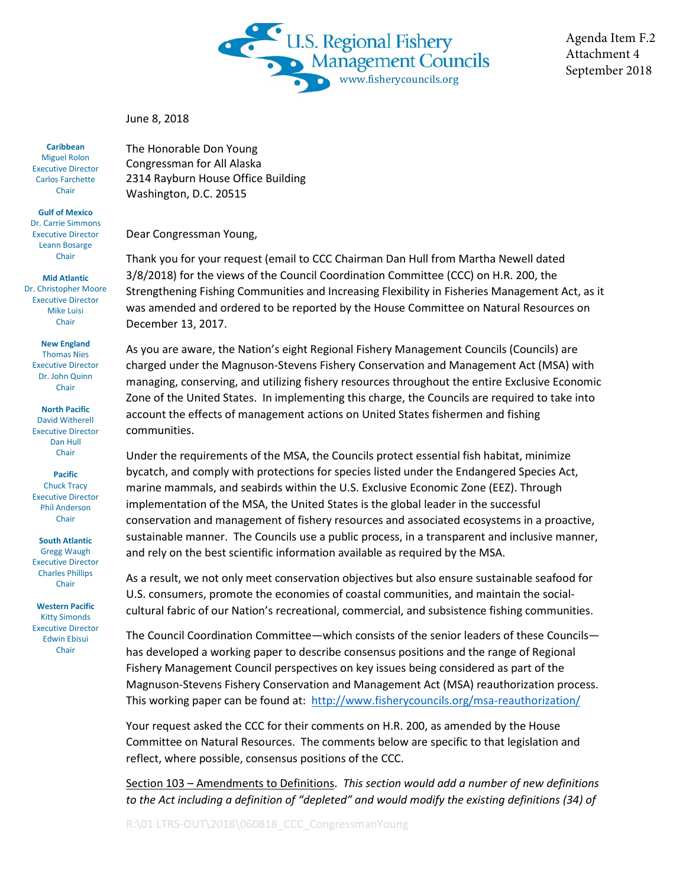Agenda Item F.2
Attachment 4
September 2018

June 8, 2018

**Caribbean**
Miguel Rolon
Executive Director
Carlos Farchette
Chair

**Gulf of Mexico**
Dr. Carrie Simmons
Executive Director
Leann Bosarge
Chair

**Mid Atlantic**
Dr. Christopher Moore
Executive Director
Mike Luisi
Chair

**New England**
Thomas Nies
Executive Director
Dr. John Quinn
Chair

**North Pacific**
David Witherell
Executive Director
Dan Hull
Chair

**Pacific**
Chuck Tracy
Executive Director
Phil Anderson
Chair

**South Atlantic**
Gregg Waugh
Executive Director
Charles Phillips
Chair

**Western Pacific**
Kitty Simonds
Executive Director
Edwin Ebisui
Chair

The Honorable Don Young
Congressman for All Alaska
2314 Rayburn House Office Building
Washington, D.C. 20515

Dear Congressman Young,

Thank you for your request (email to CCC Chairman Dan Hull from Martha Newell dated 3/8/2018) for the views of the Council Coordination Committee (CCC) on H.R. 200, the Strengthening Fishing Communities and Increasing Flexibility in Fisheries Management Act, as it was amended and ordered to be reported by the House Committee on Natural Resources on December 13, 2017.

As you are aware, the Nation's eight Regional Fishery Management Councils (Councils) are charged under the Magnuson-Stevens Fishery Conservation and Management Act (MSA) with managing, conserving, and utilizing fishery resources throughout the entire Exclusive Economic Zone of the United States. In implementing this charge, the Councils are required to take into account the effects of management actions on United States fishermen and fishing communities.

Under the requirements of the MSA, the Councils protect essential fish habitat, minimize bycatch, and comply with protections for species listed under the Endangered Species Act, marine mammals, and seabirds within the U.S. Exclusive Economic Zone (EEZ). Through implementation of the MSA, the United States is the global leader in the successful conservation and management of fishery resources and associated ecosystems in a proactive, sustainable manner. The Councils use a public process, in a transparent and inclusive manner, and rely on the best scientific information available as required by the MSA.

As a result, we not only meet conservation objectives but also ensure sustainable seafood for U.S. consumers, promote the economies of coastal communities, and maintain the social-cultural fabric of our Nation's recreational, commercial, and subsistence fishing communities.

The Council Coordination Committee—which consists of the senior leaders of these Councils—has developed a working paper to describe consensus positions and the range of Regional Fishery Management Council perspectives on key issues being considered as part of the Magnuson-Stevens Fishery Conservation and Management Act (MSA) reauthorization process. This working paper can be found at: http://www.fisherycouncils.org/msa-reauthorization/

Your request asked the CCC for their comments on H.R. 200, as amended by the House Committee on Natural Resources. The comments below are specific to that legislation and reflect, where possible, consensus positions of the CCC.

Section 103 – Amendments to Definitions. *This section would add a number of new definitions to the Act including a definition of "depleted" and would modify the existing definitions (34) of*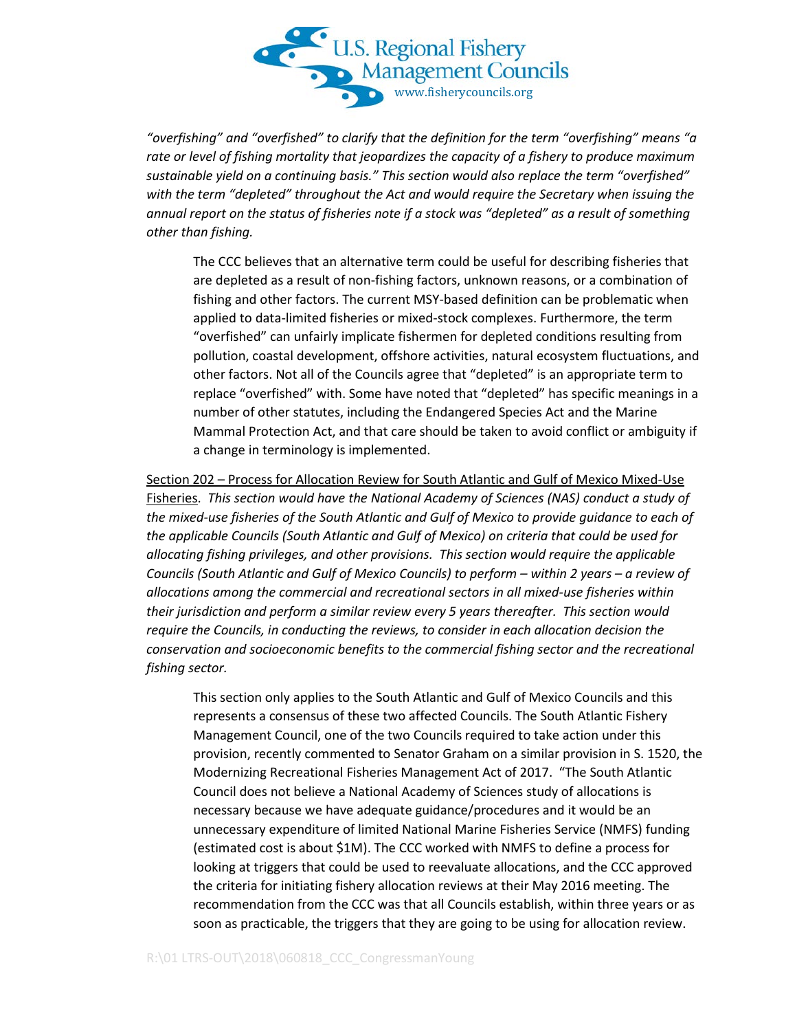*"overfishing" and "overfished" to clarify that the definition for the term "overfishing" means "a rate or level of fishing mortality that jeopardizes the capacity of a fishery to produce maximum sustainable yield on a continuing basis." This section would also replace the term "overfished" with the term "depleted" throughout the Act and would require the Secretary when issuing the annual report on the status of fisheries note if a stock was "depleted" as a result of something other than fishing.*

> The CCC believes that an alternative term could be useful for describing fisheries that are depleted as a result of non-fishing factors, unknown reasons, or a combination of fishing and other factors. The current MSY-based definition can be problematic when applied to data-limited fisheries or mixed-stock complexes. Furthermore, the term "overfished" can unfairly implicate fishermen for depleted conditions resulting from pollution, coastal development, offshore activities, natural ecosystem fluctuations, and other factors. Not all of the Councils agree that "depleted" is an appropriate term to replace "overfished" with. Some have noted that "depleted" has specific meanings in a number of other statutes, including the Endangered Species Act and the Marine Mammal Protection Act, and that care should be taken to avoid conflict or ambiguity if a change in terminology is implemented.

<u>Section 202 – Process for Allocation Review for South Atlantic and Gulf of Mexico Mixed-Use Fisheries</u>. *This section would have the National Academy of Sciences (NAS) conduct a study of the mixed-use fisheries of the South Atlantic and Gulf of Mexico to provide guidance to each of the applicable Councils (South Atlantic and Gulf of Mexico) on criteria that could be used for allocating fishing privileges, and other provisions. This section would require the applicable Councils (South Atlantic and Gulf of Mexico Councils) to perform – within 2 years – a review of allocations among the commercial and recreational sectors in all mixed-use fisheries within their jurisdiction and perform a similar review every 5 years thereafter. This section would require the Councils, in conducting the reviews, to consider in each allocation decision the conservation and socioeconomic benefits to the commercial fishing sector and the recreational fishing sector.*

> This section only applies to the South Atlantic and Gulf of Mexico Councils and this represents a consensus of these two affected Councils. The South Atlantic Fishery Management Council, one of the two Councils required to take action under this provision, recently commented to Senator Graham on a similar provision in S. 1520, the Modernizing Recreational Fisheries Management Act of 2017. "The South Atlantic Council does not believe a National Academy of Sciences study of allocations is necessary because we have adequate guidance/procedures and it would be an unnecessary expenditure of limited National Marine Fisheries Service (NMFS) funding (estimated cost is about $1M). The CCC worked with NMFS to define a process for looking at triggers that could be used to reevaluate allocations, and the CCC approved the criteria for initiating fishery allocation reviews at their May 2016 meeting. The recommendation from the CCC was that all Councils establish, within three years or as soon as practicable, the triggers that they are going to be using for allocation review.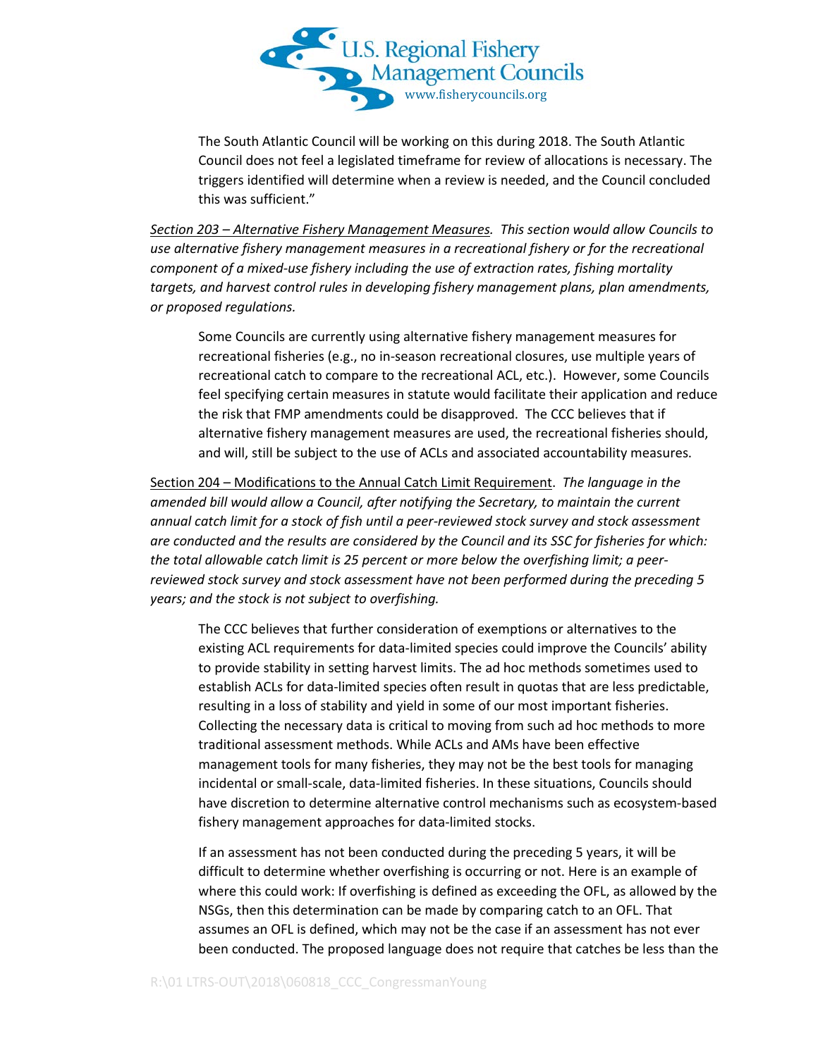The South Atlantic Council will be working on this during 2018. The South Atlantic Council does not feel a legislated timeframe for review of allocations is necessary. The triggers identified will determine when a review is needed, and the Council concluded this was sufficient."

<u>Section 203 – Alternative Fishery Management Measures</u>. *This section would allow Councils to use alternative fishery management measures in a recreational fishery or for the recreational component of a mixed-use fishery including the use of extraction rates, fishing mortality targets, and harvest control rules in developing fishery management plans, plan amendments, or proposed regulations.*

> Some Councils are currently using alternative fishery management measures for recreational fisheries (e.g., no in-season recreational closures, use multiple years of recreational catch to compare to the recreational ACL, etc.). However, some Councils feel specifying certain measures in statute would facilitate their application and reduce the risk that FMP amendments could be disapproved. The CCC believes that if alternative fishery management measures are used, the recreational fisheries should, and will, still be subject to the use of ACLs and associated accountability measures.

<u>Section 204 – Modifications to the Annual Catch Limit Requirement</u>. *The language in the amended bill would allow a Council, after notifying the Secretary, to maintain the current annual catch limit for a stock of fish until a peer-reviewed stock survey and stock assessment are conducted and the results are considered by the Council and its SSC for fisheries for which: the total allowable catch limit is 25 percent or more below the overfishing limit; a peer-reviewed stock survey and stock assessment have not been performed during the preceding 5 years; and the stock is not subject to overfishing.*

> The CCC believes that further consideration of exemptions or alternatives to the existing ACL requirements for data-limited species could improve the Councils' ability to provide stability in setting harvest limits. The ad hoc methods sometimes used to establish ACLs for data-limited species often result in quotas that are less predictable, resulting in a loss of stability and yield in some of our most important fisheries. Collecting the necessary data is critical to moving from such ad hoc methods to more traditional assessment methods. While ACLs and AMs have been effective management tools for many fisheries, they may not be the best tools for managing incidental or small-scale, data-limited fisheries. In these situations, Councils should have discretion to determine alternative control mechanisms such as ecosystem-based fishery management approaches for data-limited stocks.
>
> If an assessment has not been conducted during the preceding 5 years, it will be difficult to determine whether overfishing is occurring or not. Here is an example of where this could work: If overfishing is defined as exceeding the OFL, as allowed by the NSGs, then this determination can be made by comparing catch to an OFL. That assumes an OFL is defined, which may not be the case if an assessment has not ever been conducted. The proposed language does not require that catches be less than the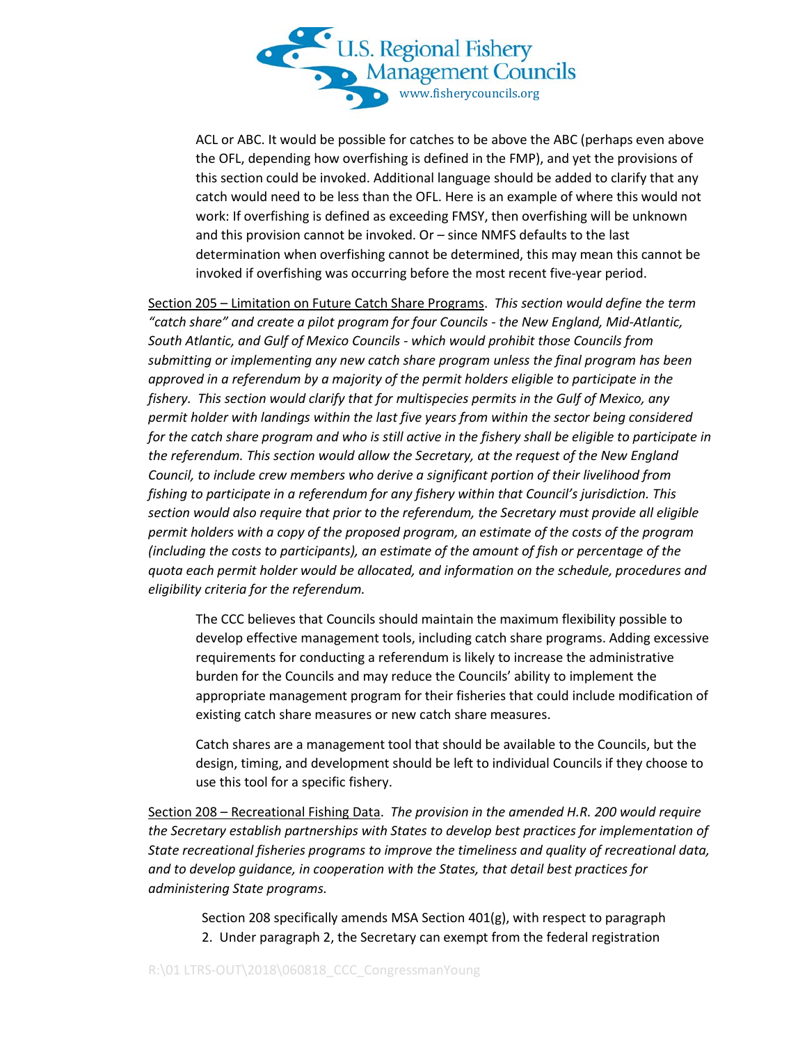ACL or ABC. It would be possible for catches to be above the ABC (perhaps even above the OFL, depending how overfishing is defined in the FMP), and yet the provisions of this section could be invoked. Additional language should be added to clarify that any catch would need to be less than the OFL. Here is an example of where this would not work: If overfishing is defined as exceeding FMSY, then overfishing will be unknown and this provision cannot be invoked. Or – since NMFS defaults to the last determination when overfishing cannot be determined, this may mean this cannot be invoked if overfishing was occurring before the most recent five-year period.

Section 205 – Limitation on Future Catch Share Programs. *This section would define the term "catch share" and create a pilot program for four Councils - the New England, Mid-Atlantic, South Atlantic, and Gulf of Mexico Councils - which would prohibit those Councils from submitting or implementing any new catch share program unless the final program has been approved in a referendum by a majority of the permit holders eligible to participate in the fishery. This section would clarify that for multispecies permits in the Gulf of Mexico, any permit holder with landings within the last five years from within the sector being considered for the catch share program and who is still active in the fishery shall be eligible to participate in the referendum. This section would allow the Secretary, at the request of the New England Council, to include crew members who derive a significant portion of their livelihood from fishing to participate in a referendum for any fishery within that Council's jurisdiction. This section would also require that prior to the referendum, the Secretary must provide all eligible permit holders with a copy of the proposed program, an estimate of the costs of the program (including the costs to participants), an estimate of the amount of fish or percentage of the quota each permit holder would be allocated, and information on the schedule, procedures and eligibility criteria for the referendum.*

The CCC believes that Councils should maintain the maximum flexibility possible to develop effective management tools, including catch share programs. Adding excessive requirements for conducting a referendum is likely to increase the administrative burden for the Councils and may reduce the Councils' ability to implement the appropriate management program for their fisheries that could include modification of existing catch share measures or new catch share measures.

Catch shares are a management tool that should be available to the Councils, but the design, timing, and development should be left to individual Councils if they choose to use this tool for a specific fishery.

Section 208 – Recreational Fishing Data. *The provision in the amended H.R. 200 would require the Secretary establish partnerships with States to develop best practices for implementation of State recreational fisheries programs to improve the timeliness and quality of recreational data, and to develop guidance, in cooperation with the States, that detail best practices for administering State programs.*

Section 208 specifically amends MSA Section 401(g), with respect to paragraph 2. Under paragraph 2, the Secretary can exempt from the federal registration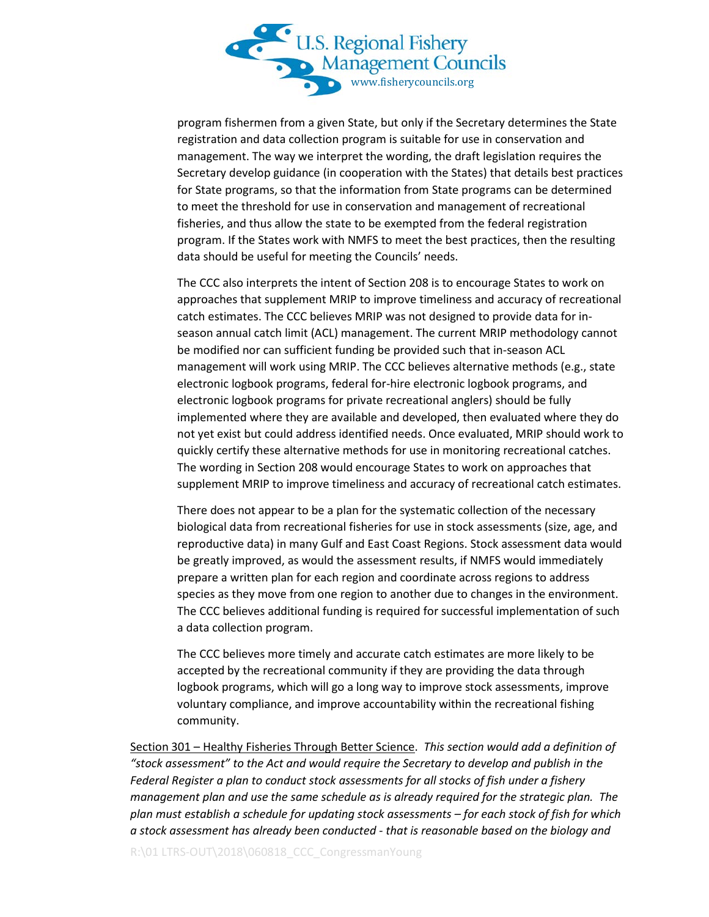program fishermen from a given State, but only if the Secretary determines the State registration and data collection program is suitable for use in conservation and management. The way we interpret the wording, the draft legislation requires the Secretary develop guidance (in cooperation with the States) that details best practices for State programs, so that the information from State programs can be determined to meet the threshold for use in conservation and management of recreational fisheries, and thus allow the state to be exempted from the federal registration program. If the States work with NMFS to meet the best practices, then the resulting data should be useful for meeting the Councils' needs.

The CCC also interprets the intent of Section 208 is to encourage States to work on approaches that supplement MRIP to improve timeliness and accuracy of recreational catch estimates. The CCC believes MRIP was not designed to provide data for in-season annual catch limit (ACL) management. The current MRIP methodology cannot be modified nor can sufficient funding be provided such that in-season ACL management will work using MRIP. The CCC believes alternative methods (e.g., state electronic logbook programs, federal for-hire electronic logbook programs, and electronic logbook programs for private recreational anglers) should be fully implemented where they are available and developed, then evaluated where they do not yet exist but could address identified needs. Once evaluated, MRIP should work to quickly certify these alternative methods for use in monitoring recreational catches. The wording in Section 208 would encourage States to work on approaches that supplement MRIP to improve timeliness and accuracy of recreational catch estimates.

There does not appear to be a plan for the systematic collection of the necessary biological data from recreational fisheries for use in stock assessments (size, age, and reproductive data) in many Gulf and East Coast Regions. Stock assessment data would be greatly improved, as would the assessment results, if NMFS would immediately prepare a written plan for each region and coordinate across regions to address species as they move from one region to another due to changes in the environment. The CCC believes additional funding is required for successful implementation of such a data collection program.

The CCC believes more timely and accurate catch estimates are more likely to be accepted by the recreational community if they are providing the data through logbook programs, which will go a long way to improve stock assessments, improve voluntary compliance, and improve accountability within the recreational fishing community.

<u>Section 301 – Healthy Fisheries Through Better Science</u>. *This section would add a definition of "stock assessment" to the Act and would require the Secretary to develop and publish in the Federal Register a plan to conduct stock assessments for all stocks of fish under a fishery management plan and use the same schedule as is already required for the strategic plan. The plan must establish a schedule for updating stock assessments – for each stock of fish for which a stock assessment has already been conducted - that is reasonable based on the biology and*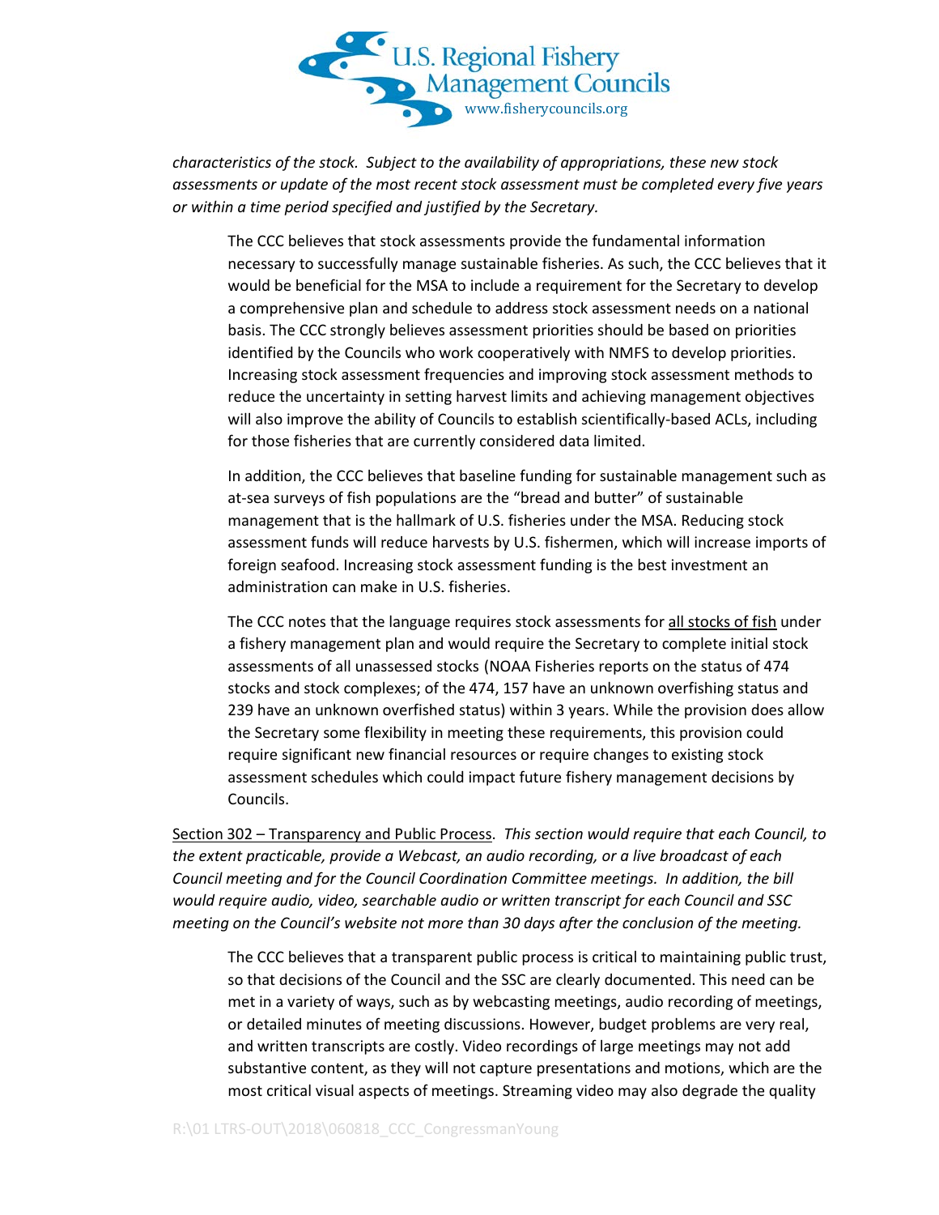*characteristics of the stock. Subject to the availability of appropriations, these new stock assessments or update of the most recent stock assessment must be completed every five years or within a time period specified and justified by the Secretary.*

> The CCC believes that stock assessments provide the fundamental information necessary to successfully manage sustainable fisheries. As such, the CCC believes that it would be beneficial for the MSA to include a requirement for the Secretary to develop a comprehensive plan and schedule to address stock assessment needs on a national basis. The CCC strongly believes assessment priorities should be based on priorities identified by the Councils who work cooperatively with NMFS to develop priorities. Increasing stock assessment frequencies and improving stock assessment methods to reduce the uncertainty in setting harvest limits and achieving management objectives will also improve the ability of Councils to establish scientifically-based ACLs, including for those fisheries that are currently considered data limited.
>
> In addition, the CCC believes that baseline funding for sustainable management such as at-sea surveys of fish populations are the "bread and butter" of sustainable management that is the hallmark of U.S. fisheries under the MSA. Reducing stock assessment funds will reduce harvests by U.S. fishermen, which will increase imports of foreign seafood. Increasing stock assessment funding is the best investment an administration can make in U.S. fisheries.
>
> The CCC notes that the language requires stock assessments for <u>all stocks of fish</u> under a fishery management plan and would require the Secretary to complete initial stock assessments of all unassessed stocks (NOAA Fisheries reports on the status of 474 stocks and stock complexes; of the 474, 157 have an unknown overfishing status and 239 have an unknown overfished status) within 3 years. While the provision does allow the Secretary some flexibility in meeting these requirements, this provision could require significant new financial resources or require changes to existing stock assessment schedules which could impact future fishery management decisions by Councils.

<u>Section 302 – Transparency and Public Process</u>. *This section would require that each Council, to the extent practicable, provide a Webcast, an audio recording, or a live broadcast of each Council meeting and for the Council Coordination Committee meetings. In addition, the bill would require audio, video, searchable audio or written transcript for each Council and SSC meeting on the Council's website not more than 30 days after the conclusion of the meeting.*

> The CCC believes that a transparent public process is critical to maintaining public trust, so that decisions of the Council and the SSC are clearly documented. This need can be met in a variety of ways, such as by webcasting meetings, audio recording of meetings, or detailed minutes of meeting discussions. However, budget problems are very real, and written transcripts are costly. Video recordings of large meetings may not add substantive content, as they will not capture presentations and motions, which are the most critical visual aspects of meetings. Streaming video may also degrade the quality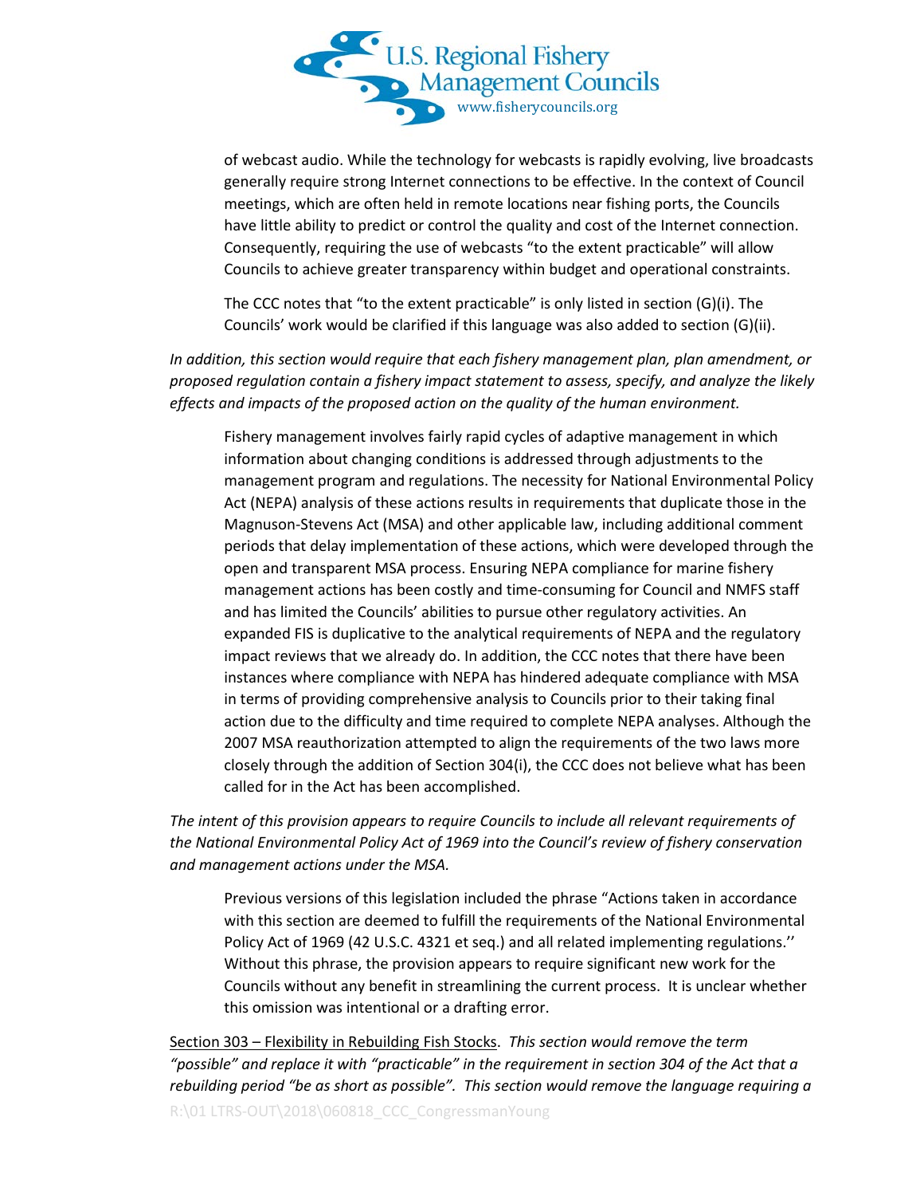of webcast audio. While the technology for webcasts is rapidly evolving, live broadcasts generally require strong Internet connections to be effective. In the context of Council meetings, which are often held in remote locations near fishing ports, the Councils have little ability to predict or control the quality and cost of the Internet connection. Consequently, requiring the use of webcasts "to the extent practicable" will allow Councils to achieve greater transparency within budget and operational constraints.

The CCC notes that "to the extent practicable" is only listed in section (G)(i). The Councils' work would be clarified if this language was also added to section (G)(ii).

*In addition, this section would require that each fishery management plan, plan amendment, or proposed regulation contain a fishery impact statement to assess, specify, and analyze the likely effects and impacts of the proposed action on the quality of the human environment.*

Fishery management involves fairly rapid cycles of adaptive management in which information about changing conditions is addressed through adjustments to the management program and regulations. The necessity for National Environmental Policy Act (NEPA) analysis of these actions results in requirements that duplicate those in the Magnuson-Stevens Act (MSA) and other applicable law, including additional comment periods that delay implementation of these actions, which were developed through the open and transparent MSA process. Ensuring NEPA compliance for marine fishery management actions has been costly and time-consuming for Council and NMFS staff and has limited the Councils' abilities to pursue other regulatory activities. An expanded FIS is duplicative to the analytical requirements of NEPA and the regulatory impact reviews that we already do. In addition, the CCC notes that there have been instances where compliance with NEPA has hindered adequate compliance with MSA in terms of providing comprehensive analysis to Councils prior to their taking final action due to the difficulty and time required to complete NEPA analyses. Although the 2007 MSA reauthorization attempted to align the requirements of the two laws more closely through the addition of Section 304(i), the CCC does not believe what has been called for in the Act has been accomplished.

*The intent of this provision appears to require Councils to include all relevant requirements of the National Environmental Policy Act of 1969 into the Council's review of fishery conservation and management actions under the MSA.*

Previous versions of this legislation included the phrase "Actions taken in accordance with this section are deemed to fulfill the requirements of the National Environmental Policy Act of 1969 (42 U.S.C. 4321 et seq.) and all related implementing regulations.'' Without this phrase, the provision appears to require significant new work for the Councils without any benefit in streamlining the current process. It is unclear whether this omission was intentional or a drafting error.

Section 303 – Flexibility in Rebuilding Fish Stocks. *This section would remove the term "possible" and replace it with "practicable" in the requirement in section 304 of the Act that a rebuilding period "be as short as possible". This section would remove the language requiring a*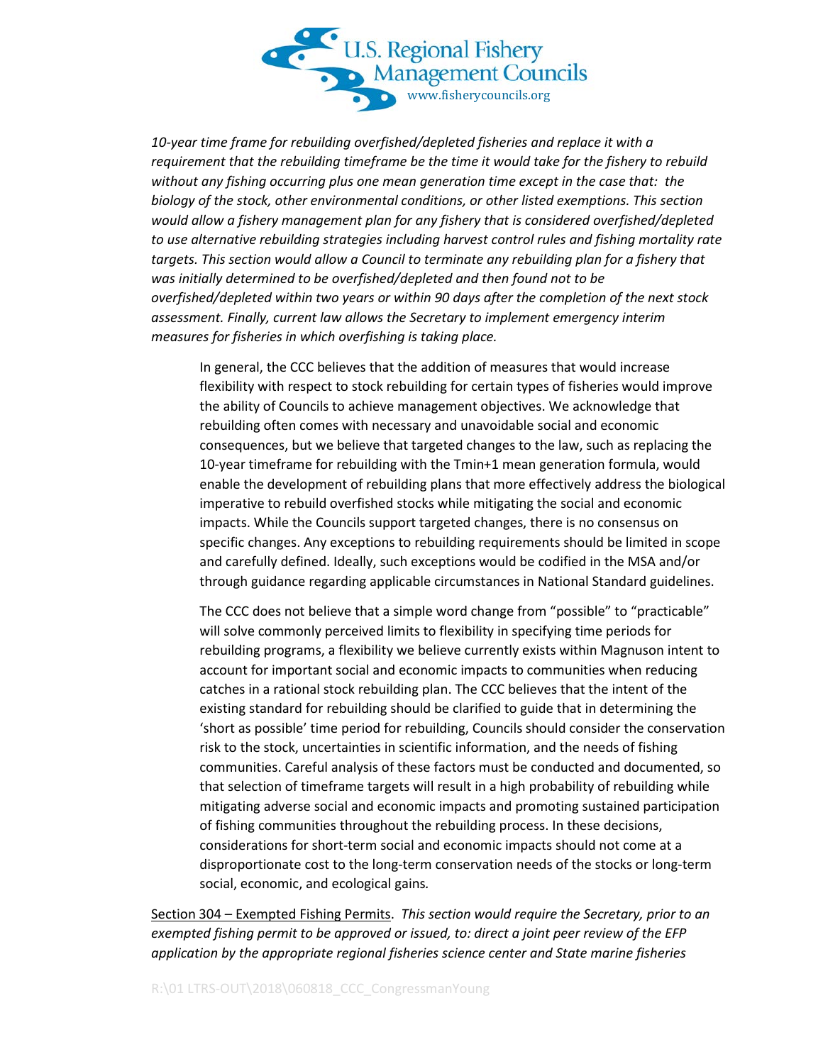*10-year time frame for rebuilding overfished/depleted fisheries and replace it with a requirement that the rebuilding timeframe be the time it would take for the fishery to rebuild without any fishing occurring plus one mean generation time except in the case that: the biology of the stock, other environmental conditions, or other listed exemptions. This section would allow a fishery management plan for any fishery that is considered overfished/depleted to use alternative rebuilding strategies including harvest control rules and fishing mortality rate targets. This section would allow a Council to terminate any rebuilding plan for a fishery that was initially determined to be overfished/depleted and then found not to be overfished/depleted within two years or within 90 days after the completion of the next stock assessment. Finally, current law allows the Secretary to implement emergency interim measures for fisheries in which overfishing is taking place.*

> In general, the CCC believes that the addition of measures that would increase flexibility with respect to stock rebuilding for certain types of fisheries would improve the ability of Councils to achieve management objectives. We acknowledge that rebuilding often comes with necessary and unavoidable social and economic consequences, but we believe that targeted changes to the law, such as replacing the 10-year timeframe for rebuilding with the Tmin+1 mean generation formula, would enable the development of rebuilding plans that more effectively address the biological imperative to rebuild overfished stocks while mitigating the social and economic impacts. While the Councils support targeted changes, there is no consensus on specific changes. Any exceptions to rebuilding requirements should be limited in scope and carefully defined. Ideally, such exceptions would be codified in the MSA and/or through guidance regarding applicable circumstances in National Standard guidelines.
>
> The CCC does not believe that a simple word change from "possible" to "practicable" will solve commonly perceived limits to flexibility in specifying time periods for rebuilding programs, a flexibility we believe currently exists within Magnuson intent to account for important social and economic impacts to communities when reducing catches in a rational stock rebuilding plan. The CCC believes that the intent of the existing standard for rebuilding should be clarified to guide that in determining the 'short as possible' time period for rebuilding, Councils should consider the conservation risk to the stock, uncertainties in scientific information, and the needs of fishing communities. Careful analysis of these factors must be conducted and documented, so that selection of timeframe targets will result in a high probability of rebuilding while mitigating adverse social and economic impacts and promoting sustained participation of fishing communities throughout the rebuilding process. In these decisions, considerations for short-term social and economic impacts should not come at a disproportionate cost to the long-term conservation needs of the stocks or long-term social, economic, and ecological gains*.*

<u>Section 304 – Exempted Fishing Permits</u>. *This section would require the Secretary, prior to an exempted fishing permit to be approved or issued, to: direct a joint peer review of the EFP application by the appropriate regional fisheries science center and State marine fisheries*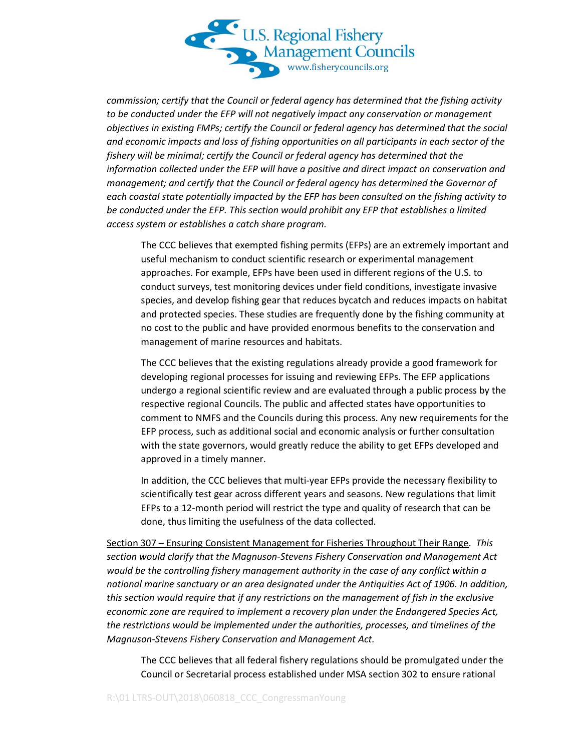*commission; certify that the Council or federal agency has determined that the fishing activity to be conducted under the EFP will not negatively impact any conservation or management objectives in existing FMPs; certify the Council or federal agency has determined that the social and economic impacts and loss of fishing opportunities on all participants in each sector of the fishery will be minimal; certify the Council or federal agency has determined that the information collected under the EFP will have a positive and direct impact on conservation and management; and certify that the Council or federal agency has determined the Governor of each coastal state potentially impacted by the EFP has been consulted on the fishing activity to be conducted under the EFP. This section would prohibit any EFP that establishes a limited access system or establishes a catch share program.*

> The CCC believes that exempted fishing permits (EFPs) are an extremely important and useful mechanism to conduct scientific research or experimental management approaches. For example, EFPs have been used in different regions of the U.S. to conduct surveys, test monitoring devices under field conditions, investigate invasive species, and develop fishing gear that reduces bycatch and reduces impacts on habitat and protected species. These studies are frequently done by the fishing community at no cost to the public and have provided enormous benefits to the conservation and management of marine resources and habitats.
>
> The CCC believes that the existing regulations already provide a good framework for developing regional processes for issuing and reviewing EFPs. The EFP applications undergo a regional scientific review and are evaluated through a public process by the respective regional Councils. The public and affected states have opportunities to comment to NMFS and the Councils during this process. Any new requirements for the EFP process, such as additional social and economic analysis or further consultation with the state governors, would greatly reduce the ability to get EFPs developed and approved in a timely manner.
>
> In addition, the CCC believes that multi-year EFPs provide the necessary flexibility to scientifically test gear across different years and seasons. New regulations that limit EFPs to a 12-month period will restrict the type and quality of research that can be done, thus limiting the usefulness of the data collected.

<u>Section 307 – Ensuring Consistent Management for Fisheries Throughout Their Range</u>. *This section would clarify that the Magnuson-Stevens Fishery Conservation and Management Act would be the controlling fishery management authority in the case of any conflict within a national marine sanctuary or an area designated under the Antiquities Act of 1906. In addition, this section would require that if any restrictions on the management of fish in the exclusive economic zone are required to implement a recovery plan under the Endangered Species Act, the restrictions would be implemented under the authorities, processes, and timelines of the Magnuson-Stevens Fishery Conservation and Management Act.*

> The CCC believes that all federal fishery regulations should be promulgated under the Council or Secretarial process established under MSA section 302 to ensure rational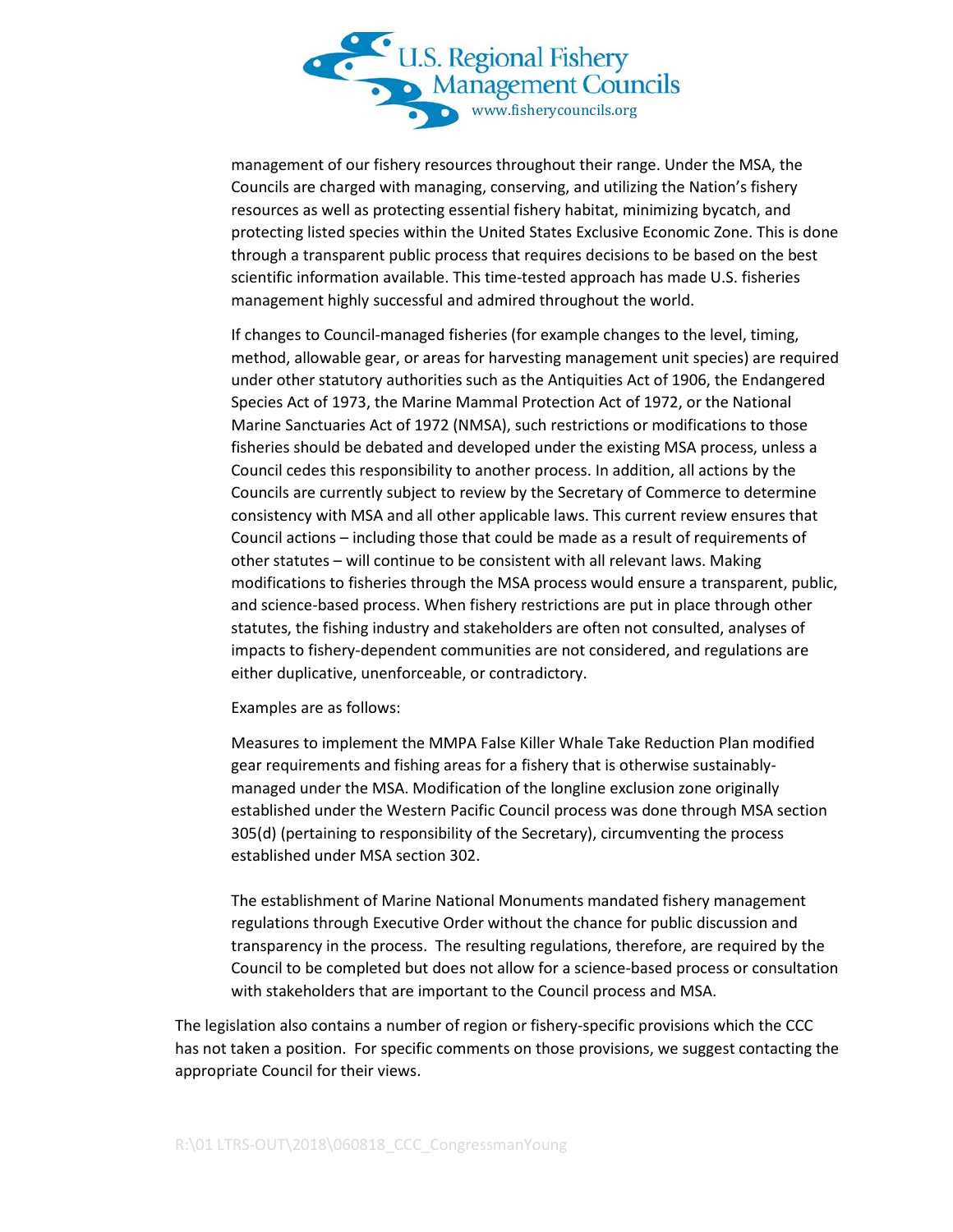management of our fishery resources throughout their range. Under the MSA, the Councils are charged with managing, conserving, and utilizing the Nation's fishery resources as well as protecting essential fishery habitat, minimizing bycatch, and protecting listed species within the United States Exclusive Economic Zone. This is done through a transparent public process that requires decisions to be based on the best scientific information available. This time-tested approach has made U.S. fisheries management highly successful and admired throughout the world.

If changes to Council-managed fisheries (for example changes to the level, timing, method, allowable gear, or areas for harvesting management unit species) are required under other statutory authorities such as the Antiquities Act of 1906, the Endangered Species Act of 1973, the Marine Mammal Protection Act of 1972, or the National Marine Sanctuaries Act of 1972 (NMSA), such restrictions or modifications to those fisheries should be debated and developed under the existing MSA process, unless a Council cedes this responsibility to another process. In addition, all actions by the Councils are currently subject to review by the Secretary of Commerce to determine consistency with MSA and all other applicable laws. This current review ensures that Council actions – including those that could be made as a result of requirements of other statutes – will continue to be consistent with all relevant laws. Making modifications to fisheries through the MSA process would ensure a transparent, public, and science-based process. When fishery restrictions are put in place through other statutes, the fishing industry and stakeholders are often not consulted, analyses of impacts to fishery-dependent communities are not considered, and regulations are either duplicative, unenforceable, or contradictory.

Examples are as follows:

Measures to implement the MMPA False Killer Whale Take Reduction Plan modified gear requirements and fishing areas for a fishery that is otherwise sustainably-managed under the MSA. Modification of the longline exclusion zone originally established under the Western Pacific Council process was done through MSA section 305(d) (pertaining to responsibility of the Secretary), circumventing the process established under MSA section 302.

The establishment of Marine National Monuments mandated fishery management regulations through Executive Order without the chance for public discussion and transparency in the process. The resulting regulations, therefore, are required by the Council to be completed but does not allow for a science-based process or consultation with stakeholders that are important to the Council process and MSA.

The legislation also contains a number of region or fishery-specific provisions which the CCC has not taken a position. For specific comments on those provisions, we suggest contacting the appropriate Council for their views.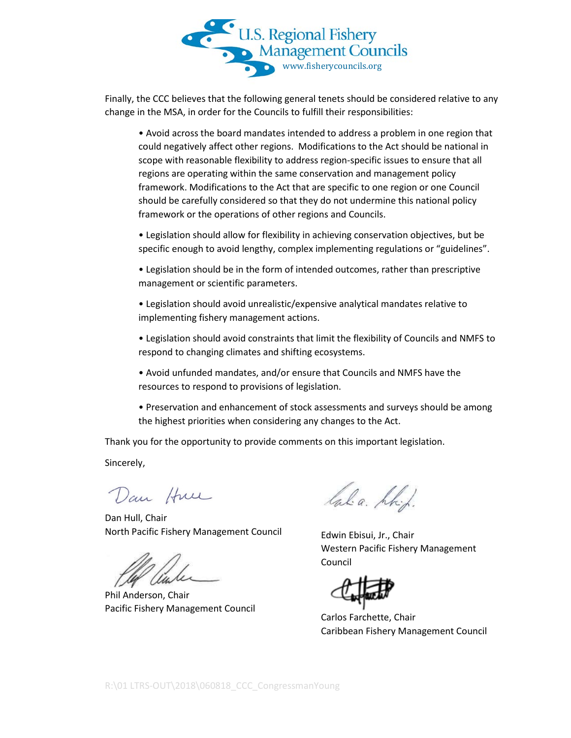Finally, the CCC believes that the following general tenets should be considered relative to any change in the MSA, in order for the Councils to fulfill their responsibilities:

- Avoid across the board mandates intended to address a problem in one region that could negatively affect other regions. Modifications to the Act should be national in scope with reasonable flexibility to address region-specific issues to ensure that all regions are operating within the same conservation and management policy framework. Modifications to the Act that are specific to one region or one Council should be carefully considered so that they do not undermine this national policy framework or the operations of other regions and Councils.
- Legislation should allow for flexibility in achieving conservation objectives, but be specific enough to avoid lengthy, complex implementing regulations or "guidelines".
- Legislation should be in the form of intended outcomes, rather than prescriptive management or scientific parameters.
- Legislation should avoid unrealistic/expensive analytical mandates relative to implementing fishery management actions.
- Legislation should avoid constraints that limit the flexibility of Councils and NMFS to respond to changing climates and shifting ecosystems.
- Avoid unfunded mandates, and/or ensure that Councils and NMFS have the resources to respond to provisions of legislation.
- Preservation and enhancement of stock assessments and surveys should be among the highest priorities when considering any changes to the Act.

Thank you for the opportunity to provide comments on this important legislation.

Sincerely,

Dan Hull, Chair
North Pacific Fishery Management Council

Edwin Ebisui, Jr., Chair
Western Pacific Fishery Management Council

Phil Anderson, Chair
Pacific Fishery Management Council

Carlos Farchette, Chair
Caribbean Fishery Management Council

R:\01 LTRS-OUT\2018\060818_CCC_CongressmanYoung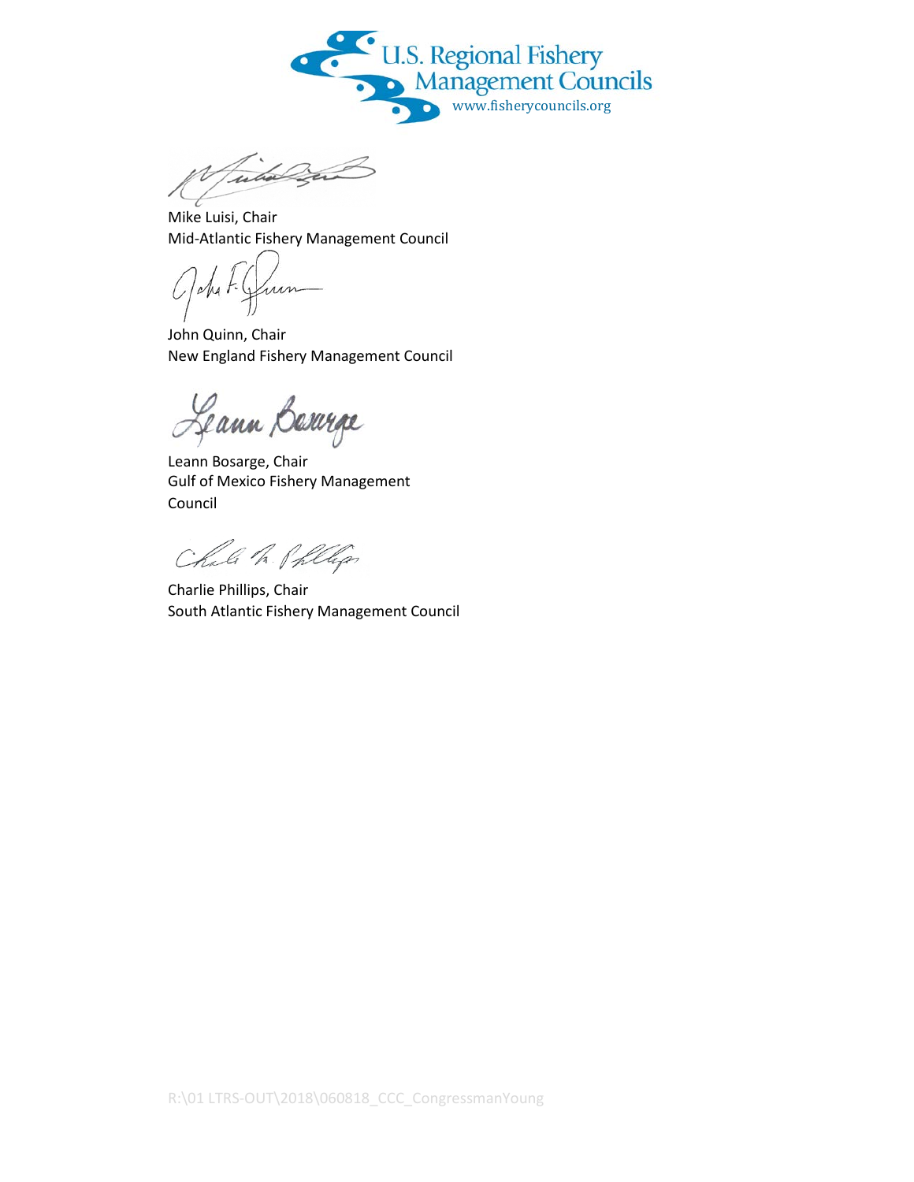Mike Luisi, Chair
Mid-Atlantic Fishery Management Council

John Quinn, Chair
New England Fishery Management Council

Leann Bosarge, Chair
Gulf of Mexico Fishery Management
Council

Charlie Phillips, Chair
South Atlantic Fishery Management Council

R:\01 LTRS-OUT\2018\060818_CCC_CongressmanYoung